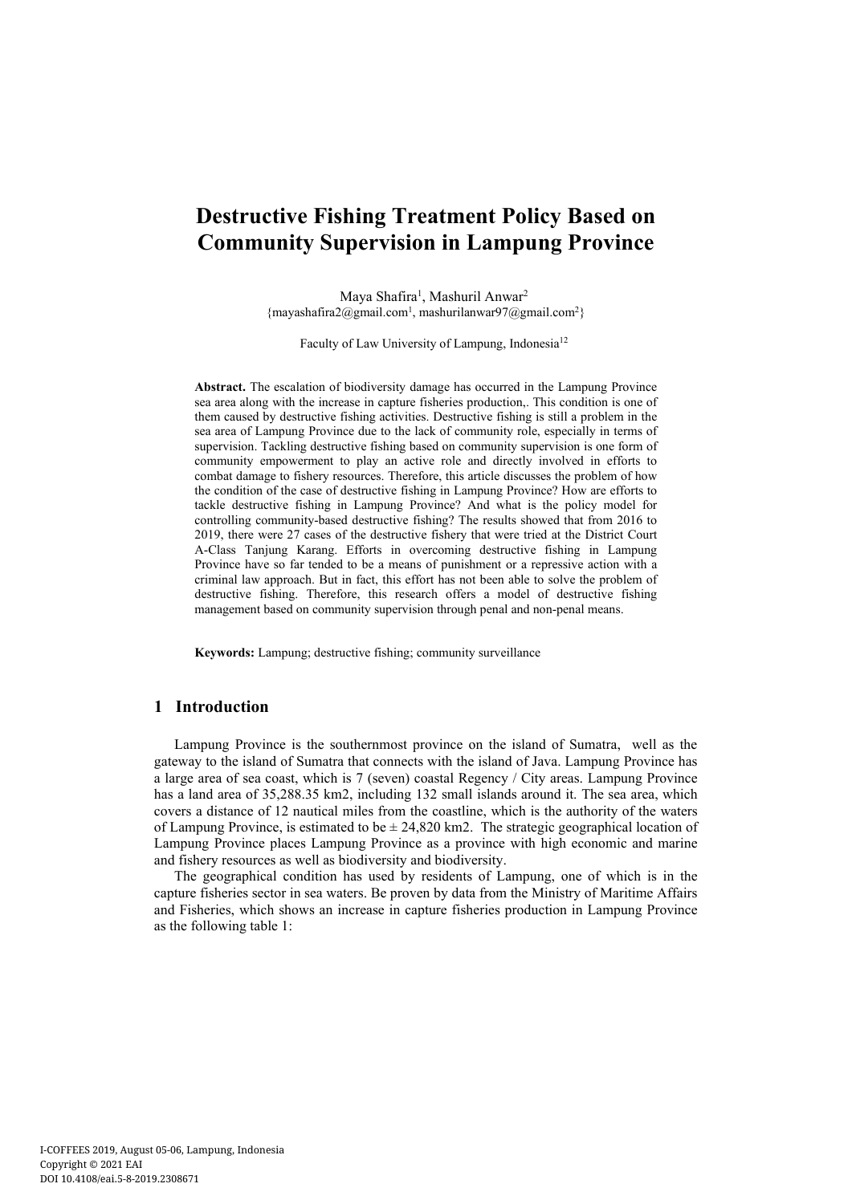# Destructive Fishing Treatment Policy Based on Community Supervision in Lampung Province

Maya Shafira[1], Mashuril Anwar[2]
{mayashafira2@gmail.com[1], mashurilanwar97@gmail.com[2]}

Faculty of Law University of Lampung, Indonesia[12]

**Abstract.** The escalation of biodiversity damage has occurred in the Lampung Province sea area along with the increase in capture fisheries production,. This condition is one of them caused by destructive fishing activities. Destructive fishing is still a problem in the sea area of Lampung Province due to the lack of community role, especially in terms of supervision. Tackling destructive fishing based on community supervision is one form of community empowerment to play an active role and directly involved in efforts to combat damage to fishery resources. Therefore, this article discusses the problem of how the condition of the case of destructive fishing in Lampung Province? How are efforts to tackle destructive fishing in Lampung Province? And what is the policy model for controlling community-based destructive fishing? The results showed that from 2016 to 2019, there were 27 cases of the destructive fishery that were tried at the District Court A-Class Tanjung Karang. Efforts in overcoming destructive fishing in Lampung Province have so far tended to be a means of punishment or a repressive action with a criminal law approach. But in fact, this effort has not been able to solve the problem of destructive fishing. Therefore, this research offers a model of destructive fishing management based on community supervision through penal and non-penal means.

**Keywords:** Lampung; destructive fishing; community surveillance

## 1 Introduction

Lampung Province is the southernmost province on the island of Sumatra, well as the gateway to the island of Sumatra that connects with the island of Java. Lampung Province has a large area of sea coast, which is 7 (seven) coastal Regency / City areas. Lampung Province has a land area of 35,288.35 km2, including 132 small islands around it. The sea area, which covers a distance of 12 nautical miles from the coastline, which is the authority of the waters of Lampung Province, is estimated to be ± 24,820 km2. The strategic geographical location of Lampung Province places Lampung Province as a province with high economic and marine and fishery resources as well as biodiversity and biodiversity.

The geographical condition has used by residents of Lampung, one of which is in the capture fisheries sector in sea waters. Be proven by data from the Ministry of Maritime Affairs and Fisheries, which shows an increase in capture fisheries production in Lampung Province as the following table 1: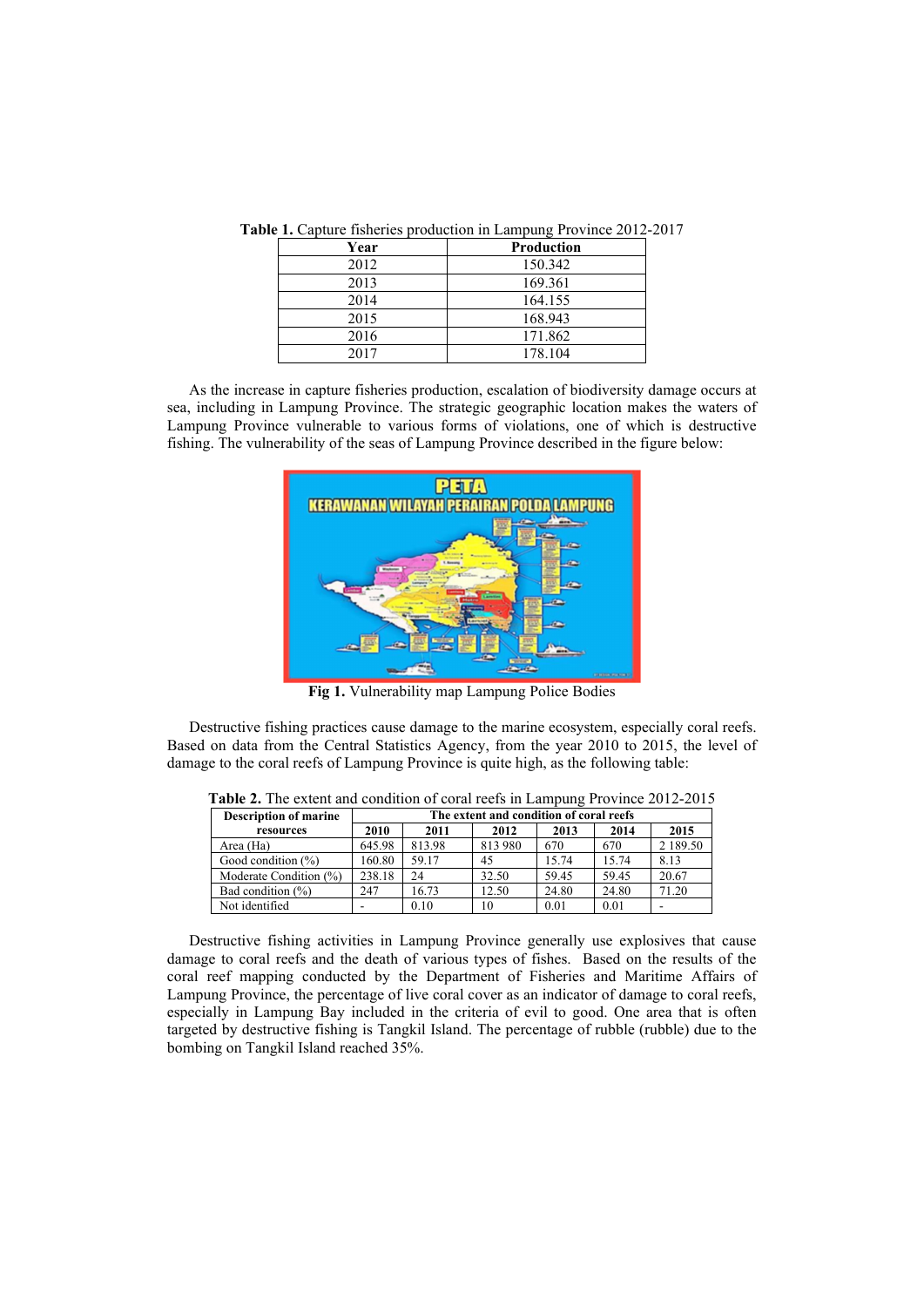**Table 1.** Capture fisheries production in Lampung Province 2012-2017

| Year | Production |
|---|---|
| 2012 | 150.342 |
| 2013 | 169.361 |
| 2014 | 164.155 |
| 2015 | 168.943 |
| 2016 | 171.862 |
| 2017 | 178.104 |

As the increase in capture fisheries production, escalation of biodiversity damage occurs at sea, including in Lampung Province. The strategic geographic location makes the waters of Lampung Province vulnerable to various forms of violations, one of which is destructive fishing. The vulnerability of the seas of Lampung Province described in the figure below:

**Fig 1.** Vulnerability map Lampung Police Bodies

Destructive fishing practices cause damage to the marine ecosystem, especially coral reefs. Based on data from the Central Statistics Agency, from the year 2010 to 2015, the level of damage to the coral reefs of Lampung Province is quite high, as the following table:

**Table 2.** The extent and condition of coral reefs in Lampung Province 2012-2015

| Description of marine resources | The extent and condition of coral reefs | | | | | |
|---|---|---|---|---|---|---|
| | 2010 | 2011 | 2012 | 2013 | 2014 | 2015 |
| Area (Ha) | 645.98 | 813.98 | 813 980 | 670 | 670 | 2 189.50 |
| Good condition (%) | 160.80 | 59.17 | 45 | 15.74 | 15.74 | 8.13 |
| Moderate Condition (%) | 238.18 | 24 | 32.50 | 59.45 | 59.45 | 20.67 |
| Bad condition (%) | 247 | 16.73 | 12.50 | 24.80 | 24.80 | 71.20 |
| Not identified | - | 0.10 | 10 | 0.01 | 0.01 | - |

Destructive fishing activities in Lampung Province generally use explosives that cause damage to coral reefs and the death of various types of fishes. Based on the results of the coral reef mapping conducted by the Department of Fisheries and Maritime Affairs of Lampung Province, the percentage of live coral cover as an indicator of damage to coral reefs, especially in Lampung Bay included in the criteria of evil to good. One area that is often targeted by destructive fishing is Tangkil Island. The percentage of rubble (rubble) due to the bombing on Tangkil Island reached 35%.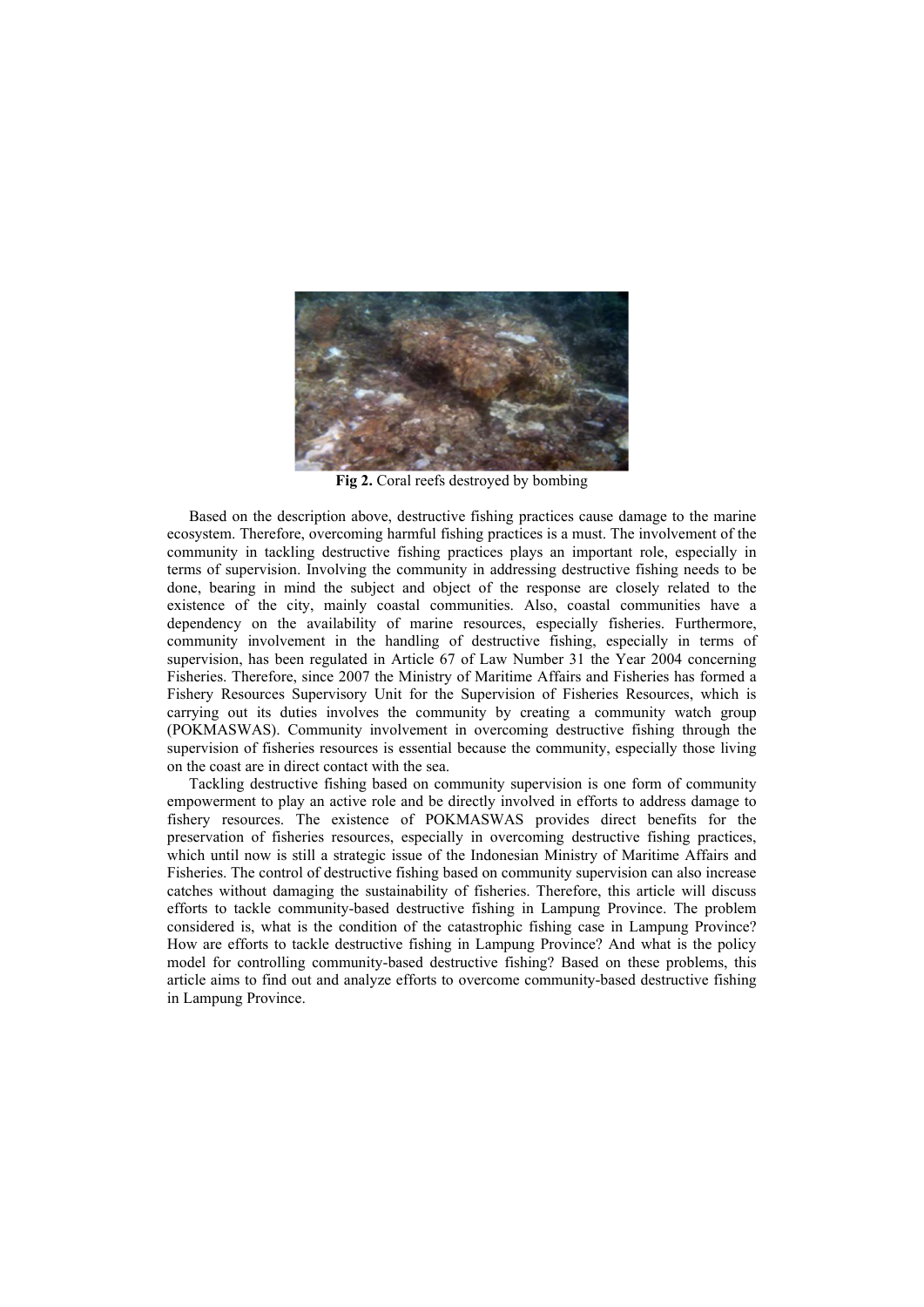**Fig 2.** Coral reefs destroyed by bombing

Based on the description above, destructive fishing practices cause damage to the marine ecosystem. Therefore, overcoming harmful fishing practices is a must. The involvement of the community in tackling destructive fishing practices plays an important role, especially in terms of supervision. Involving the community in addressing destructive fishing needs to be done, bearing in mind the subject and object of the response are closely related to the existence of the city, mainly coastal communities. Also, coastal communities have a dependency on the availability of marine resources, especially fisheries. Furthermore, community involvement in the handling of destructive fishing, especially in terms of supervision, has been regulated in Article 67 of Law Number 31 the Year 2004 concerning Fisheries. Therefore, since 2007 the Ministry of Maritime Affairs and Fisheries has formed a Fishery Resources Supervisory Unit for the Supervision of Fisheries Resources, which is carrying out its duties involves the community by creating a community watch group (POKMASWAS). Community involvement in overcoming destructive fishing through the supervision of fisheries resources is essential because the community, especially those living on the coast are in direct contact with the sea.

Tackling destructive fishing based on community supervision is one form of community empowerment to play an active role and be directly involved in efforts to address damage to fishery resources. The existence of POKMASWAS provides direct benefits for the preservation of fisheries resources, especially in overcoming destructive fishing practices, which until now is still a strategic issue of the Indonesian Ministry of Maritime Affairs and Fisheries. The control of destructive fishing based on community supervision can also increase catches without damaging the sustainability of fisheries. Therefore, this article will discuss efforts to tackle community-based destructive fishing in Lampung Province. The problem considered is, what is the condition of the catastrophic fishing case in Lampung Province? How are efforts to tackle destructive fishing in Lampung Province? And what is the policy model for controlling community-based destructive fishing? Based on these problems, this article aims to find out and analyze efforts to overcome community-based destructive fishing in Lampung Province.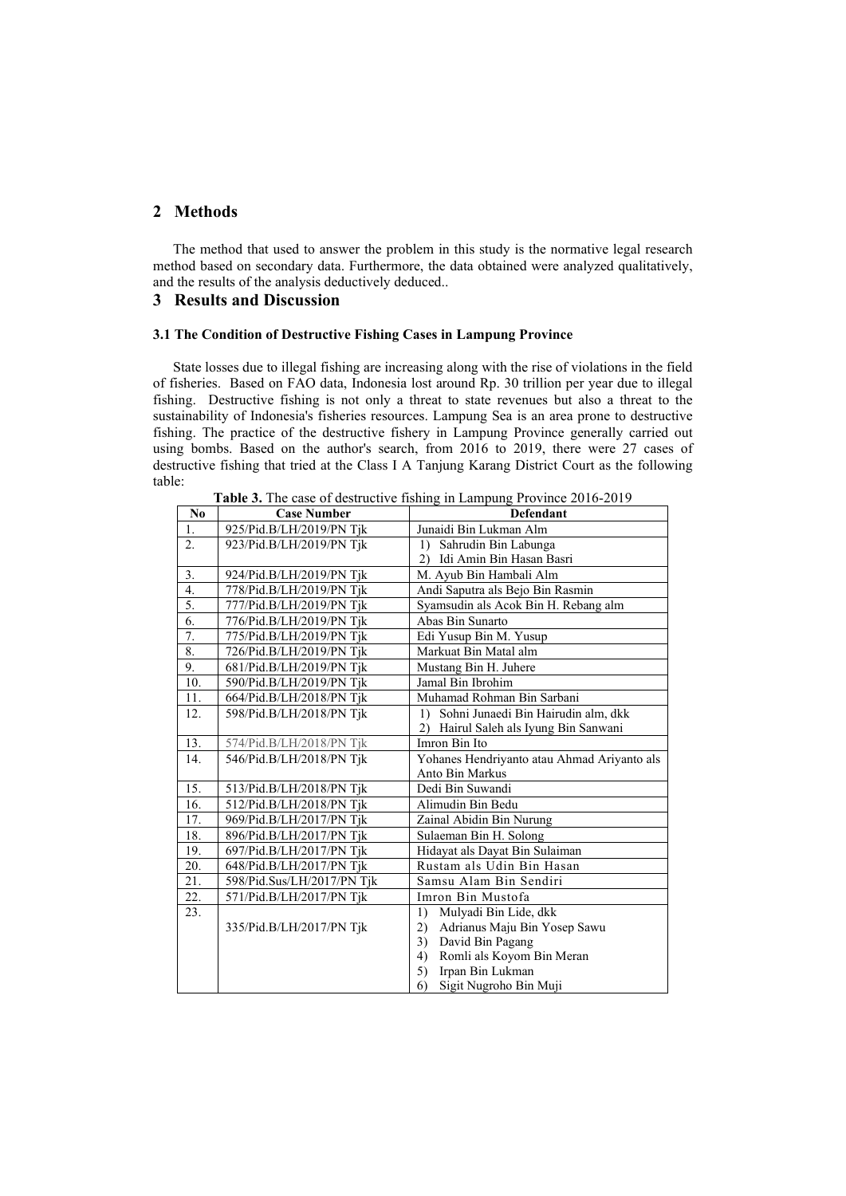## 2 Methods

The method that used to answer the problem in this study is the normative legal research method based on secondary data. Furthermore, the data obtained were analyzed qualitatively, and the results of the analysis deductively deduced..

## 3 Results and Discussion

### 3.1 The Condition of Destructive Fishing Cases in Lampung Province

State losses due to illegal fishing are increasing along with the rise of violations in the field of fisheries. Based on FAO data, Indonesia lost around Rp. 30 trillion per year due to illegal fishing. Destructive fishing is not only a threat to state revenues but also a threat to the sustainability of Indonesia's fisheries resources. Lampung Sea is an area prone to destructive fishing. The practice of the destructive fishery in Lampung Province generally carried out using bombs. Based on the author's search, from 2016 to 2019, there were 27 cases of destructive fishing that tried at the Class I A Tanjung Karang District Court as the following table:

**Table 3.** The case of destructive fishing in Lampung Province 2016-2019

| No | Case Number | Defendant |
|---|---|---|
| 1. | 925/Pid.B/LH/2019/PN Tjk | Junaidi Bin Lukman Alm |
| 2. | 923/Pid.B/LH/2019/PN Tjk | 1) Sahrudin Bin Labunga<br>2) Idi Amin Bin Hasan Basri |
| 3. | 924/Pid.B/LH/2019/PN Tjk | M. Ayub Bin Hambali Alm |
| 4. | 778/Pid.B/LH/2019/PN Tjk | Andi Saputra als Bejo Bin Rasmin |
| 5. | 777/Pid.B/LH/2019/PN Tjk | Syamsudin als Acok Bin H. Rebang alm |
| 6. | 776/Pid.B/LH/2019/PN Tjk | Abas Bin Sunarto |
| 7. | 775/Pid.B/LH/2019/PN Tjk | Edi Yusup Bin M. Yusup |
| 8. | 726/Pid.B/LH/2019/PN Tjk | Markuat Bin Matal alm |
| 9. | 681/Pid.B/LH/2019/PN Tjk | Mustang Bin H. Juhere |
| 10. | 590/Pid.B/LH/2019/PN Tjk | Jamal Bin Ibrohim |
| 11. | 664/Pid.B/LH/2018/PN Tjk | Muhamad Rohman Bin Sarbani |
| 12. | 598/Pid.B/LH/2018/PN Tjk | 1) Sohni Junaedi Bin Hairudin alm, dkk<br>2) Hairul Saleh als Iyung Bin Sanwani |
| 13. | 574/Pid.B/LH/2018/PN Tjk | Imron Bin Ito |
| 14. | 546/Pid.B/LH/2018/PN Tjk | Yohanes Hendriyanto atau Ahmad Ariyanto als Anto Bin Markus |
| 15. | 513/Pid.B/LH/2018/PN Tjk | Dedi Bin Suwandi |
| 16. | 512/Pid.B/LH/2018/PN Tjk | Alimudin Bin Bedu |
| 17. | 969/Pid.B/LH/2017/PN Tjk | Zainal Abidin Bin Nurung |
| 18. | 896/Pid.B/LH/2017/PN Tjk | Sulaeman Bin H. Solong |
| 19. | 697/Pid.B/LH/2017/PN Tjk | Hidayat als Dayat Bin Sulaiman |
| 20. | 648/Pid.B/LH/2017/PN Tjk | Rustam als Udin Bin Hasan |
| 21. | 598/Pid.Sus/LH/2017/PN Tjk | Samsu Alam Bin Sendiri |
| 22. | 571/Pid.B/LH/2017/PN Tjk | Imron Bin Mustofa |
| 23. | 335/Pid.B/LH/2017/PN Tjk | 1) Mulyadi Bin Lide, dkk<br>2) Adrianus Maju Bin Yosep Sawu<br>3) David Bin Pagang<br>4) Romli als Koyom Bin Meran<br>5) Irpan Bin Lukman<br>6) Sigit Nugroho Bin Muji |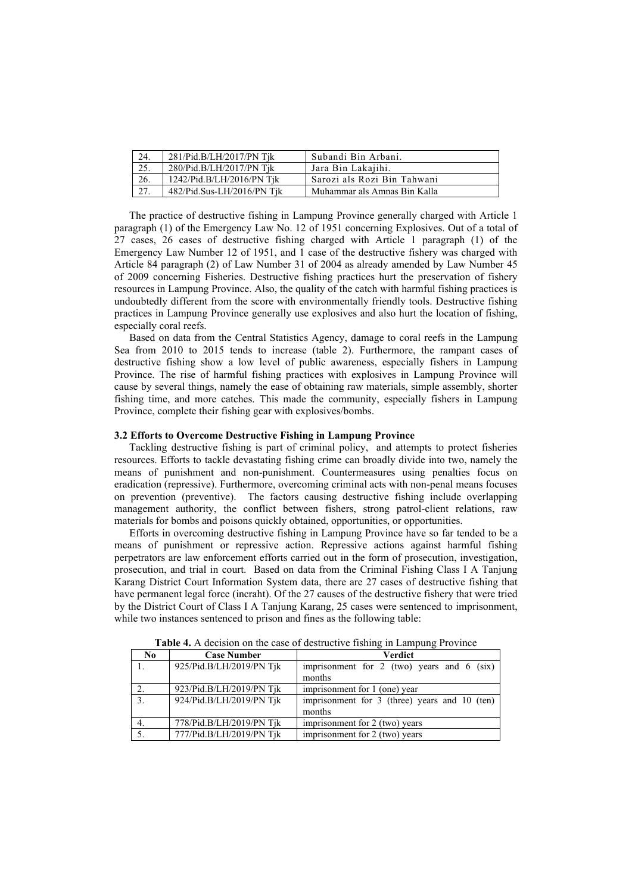| 24. | 281/Pid.B/LH/2017/PN Tjk | Subandi Bin Arbani. |
|---|---|---|
| 25. | 280/Pid.B/LH/2017/PN Tjk | Jara Bin Lakajihi. |
| 26. | 1242/Pid.B/LH/2016/PN Tjk | Sarozi als Rozi Bin Tahwani |
| 27. | 482/Pid.Sus-LH/2016/PN Tjk | Muhammar als Amnas Bin Kalla |

The practice of destructive fishing in Lampung Province generally charged with Article 1 paragraph (1) of the Emergency Law No. 12 of 1951 concerning Explosives. Out of a total of 27 cases, 26 cases of destructive fishing charged with Article 1 paragraph (1) of the Emergency Law Number 12 of 1951, and 1 case of the destructive fishery was charged with Article 84 paragraph (2) of Law Number 31 of 2004 as already amended by Law Number 45 of 2009 concerning Fisheries. Destructive fishing practices hurt the preservation of fishery resources in Lampung Province. Also, the quality of the catch with harmful fishing practices is undoubtedly different from the score with environmentally friendly tools. Destructive fishing practices in Lampung Province generally use explosives and also hurt the location of fishing, especially coral reefs.

Based on data from the Central Statistics Agency, damage to coral reefs in the Lampung Sea from 2010 to 2015 tends to increase (table 2). Furthermore, the rampant cases of destructive fishing show a low level of public awareness, especially fishers in Lampung Province. The rise of harmful fishing practices with explosives in Lampung Province will cause by several things, namely the ease of obtaining raw materials, simple assembly, shorter fishing time, and more catches. This made the community, especially fishers in Lampung Province, complete their fishing gear with explosives/bombs.

### 3.2 Efforts to Overcome Destructive Fishing in Lampung Province

Tackling destructive fishing is part of criminal policy, and attempts to protect fisheries resources. Efforts to tackle devastating fishing crime can broadly divide into two, namely the means of punishment and non-punishment. Countermeasures using penalties focus on eradication (repressive). Furthermore, overcoming criminal acts with non-penal means focuses on prevention (preventive). The factors causing destructive fishing include overlapping management authority, the conflict between fishers, strong patrol-client relations, raw materials for bombs and poisons quickly obtained, opportunities, or opportunities.

Efforts in overcoming destructive fishing in Lampung Province have so far tended to be a means of punishment or repressive action. Repressive actions against harmful fishing perpetrators are law enforcement efforts carried out in the form of prosecution, investigation, prosecution, and trial in court. Based on data from the Criminal Fishing Class I A Tanjung Karang District Court Information System data, there are 27 cases of destructive fishing that have permanent legal force (incraht). Of the 27 causes of the destructive fishery that were tried by the District Court of Class I A Tanjung Karang, 25 cases were sentenced to imprisonment, while two instances sentenced to prison and fines as the following table:

**Table 4.** A decision on the case of destructive fishing in Lampung Province

| No | Case Number | Verdict |
|---|---|---|
| 1. | 925/Pid.B/LH/2019/PN Tjk | imprisonment for 2 (two) years and 6 (six) months |
| 2. | 923/Pid.B/LH/2019/PN Tjk | imprisonment for 1 (one) year |
| 3. | 924/Pid.B/LH/2019/PN Tjk | imprisonment for 3 (three) years and 10 (ten) months |
| 4. | 778/Pid.B/LH/2019/PN Tjk | imprisonment for 2 (two) years |
| 5. | 777/Pid.B/LH/2019/PN Tjk | imprisonment for 2 (two) years |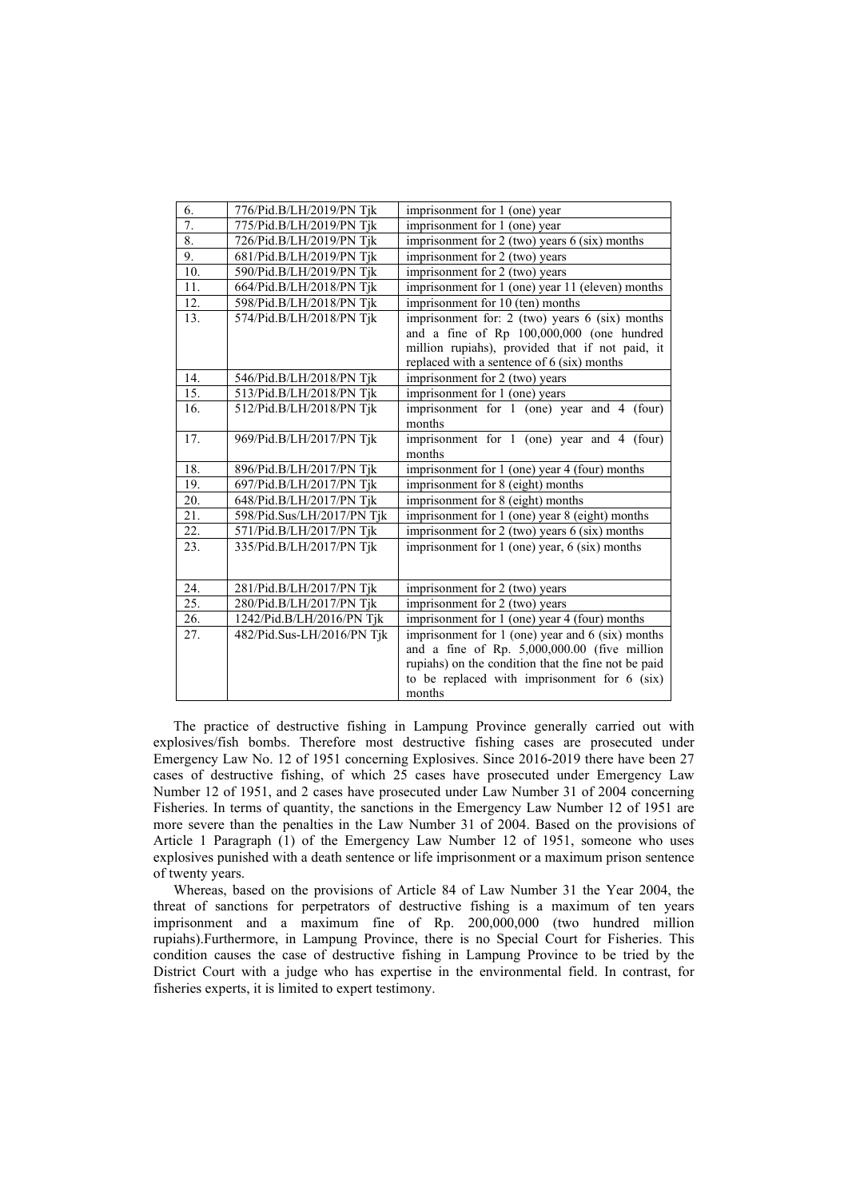| | | |
|---|---|---|
| 6. | 776/Pid.B/LH/2019/PN Tjk | imprisonment for 1 (one) year |
| 7. | 775/Pid.B/LH/2019/PN Tjk | imprisonment for 1 (one) year |
| 8. | 726/Pid.B/LH/2019/PN Tjk | imprisonment for 2 (two) years 6 (six) months |
| 9. | 681/Pid.B/LH/2019/PN Tjk | imprisonment for 2 (two) years |
| 10. | 590/Pid.B/LH/2019/PN Tjk | imprisonment for 2 (two) years |
| 11. | 664/Pid.B/LH/2018/PN Tjk | imprisonment for 1 (one) year 11 (eleven) months |
| 12. | 598/Pid.B/LH/2018/PN Tjk | imprisonment for 10 (ten) months |
| 13. | 574/Pid.B/LH/2018/PN Tjk | imprisonment for: 2 (two) years 6 (six) months and a fine of Rp 100,000,000 (one hundred million rupiahs), provided that if not paid, it replaced with a sentence of 6 (six) months |
| 14. | 546/Pid.B/LH/2018/PN Tjk | imprisonment for 2 (two) years |
| 15. | 513/Pid.B/LH/2018/PN Tjk | imprisonment for 1 (one) years |
| 16. | 512/Pid.B/LH/2018/PN Tjk | imprisonment for 1 (one) year and 4 (four) months |
| 17. | 969/Pid.B/LH/2017/PN Tjk | imprisonment for 1 (one) year and 4 (four) months |
| 18. | 896/Pid.B/LH/2017/PN Tjk | imprisonment for 1 (one) year 4 (four) months |
| 19. | 697/Pid.B/LH/2017/PN Tjk | imprisonment for 8 (eight) months |
| 20. | 648/Pid.B/LH/2017/PN Tjk | imprisonment for 8 (eight) months |
| 21. | 598/Pid.Sus/LH/2017/PN Tjk | imprisonment for 1 (one) year 8 (eight) months |
| 22. | 571/Pid.B/LH/2017/PN Tjk | imprisonment for 2 (two) years 6 (six) months |
| 23. | 335/Pid.B/LH/2017/PN Tjk | imprisonment for 1 (one) year, 6 (six) months |
| 24. | 281/Pid.B/LH/2017/PN Tjk | imprisonment for 2 (two) years |
| 25. | 280/Pid.B/LH/2017/PN Tjk | imprisonment for 2 (two) years |
| 26. | 1242/Pid.B/LH/2016/PN Tjk | imprisonment for 1 (one) year 4 (four) months |
| 27. | 482/Pid.Sus-LH/2016/PN Tjk | imprisonment for 1 (one) year and 6 (six) months and a fine of Rp. 5,000,000.00 (five million rupiahs) on the condition that the fine not be paid to be replaced with imprisonment for 6 (six) months |

The practice of destructive fishing in Lampung Province generally carried out with explosives/fish bombs. Therefore most destructive fishing cases are prosecuted under Emergency Law No. 12 of 1951 concerning Explosives. Since 2016-2019 there have been 27 cases of destructive fishing, of which 25 cases have prosecuted under Emergency Law Number 12 of 1951, and 2 cases have prosecuted under Law Number 31 of 2004 concerning Fisheries. In terms of quantity, the sanctions in the Emergency Law Number 12 of 1951 are more severe than the penalties in the Law Number 31 of 2004. Based on the provisions of Article 1 Paragraph (1) of the Emergency Law Number 12 of 1951, someone who uses explosives punished with a death sentence or life imprisonment or a maximum prison sentence of twenty years.

Whereas, based on the provisions of Article 84 of Law Number 31 the Year 2004, the threat of sanctions for perpetrators of destructive fishing is a maximum of ten years imprisonment and a maximum fine of Rp. 200,000,000 (two hundred million rupiahs).Furthermore, in Lampung Province, there is no Special Court for Fisheries. This condition causes the case of destructive fishing in Lampung Province to be tried by the District Court with a judge who has expertise in the environmental field. In contrast, for fisheries experts, it is limited to expert testimony.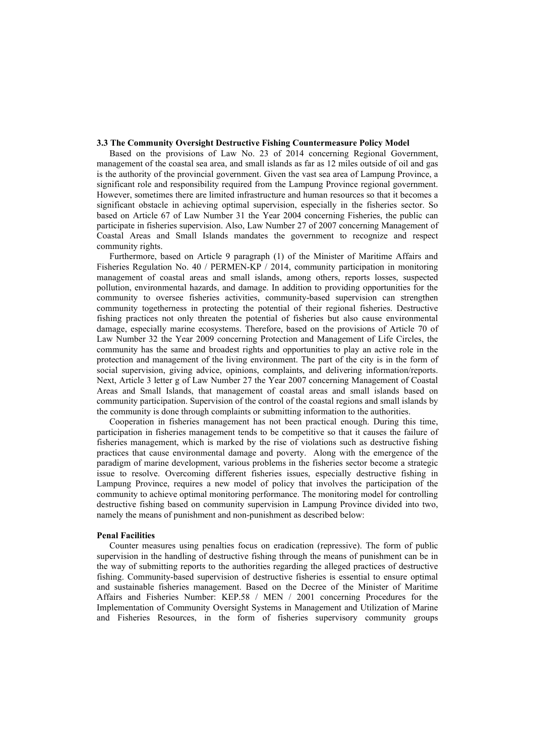### 3.3 The Community Oversight Destructive Fishing Countermeasure Policy Model

Based on the provisions of Law No. 23 of 2014 concerning Regional Government, management of the coastal sea area, and small islands as far as 12 miles outside of oil and gas is the authority of the provincial government. Given the vast sea area of Lampung Province, a significant role and responsibility required from the Lampung Province regional government. However, sometimes there are limited infrastructure and human resources so that it becomes a significant obstacle in achieving optimal supervision, especially in the fisheries sector. So based on Article 67 of Law Number 31 the Year 2004 concerning Fisheries, the public can participate in fisheries supervision. Also, Law Number 27 of 2007 concerning Management of Coastal Areas and Small Islands mandates the government to recognize and respect community rights.

Furthermore, based on Article 9 paragraph (1) of the Minister of Maritime Affairs and Fisheries Regulation No. 40 / PERMEN-KP / 2014, community participation in monitoring management of coastal areas and small islands, among others, reports losses, suspected pollution, environmental hazards, and damage. In addition to providing opportunities for the community to oversee fisheries activities, community-based supervision can strengthen community togetherness in protecting the potential of their regional fisheries. Destructive fishing practices not only threaten the potential of fisheries but also cause environmental damage, especially marine ecosystems. Therefore, based on the provisions of Article 70 of Law Number 32 the Year 2009 concerning Protection and Management of Life Circles, the community has the same and broadest rights and opportunities to play an active role in the protection and management of the living environment. The part of the city is in the form of social supervision, giving advice, opinions, complaints, and delivering information/reports. Next, Article 3 letter g of Law Number 27 the Year 2007 concerning Management of Coastal Areas and Small Islands, that management of coastal areas and small islands based on community participation. Supervision of the control of the coastal regions and small islands by the community is done through complaints or submitting information to the authorities.

Cooperation in fisheries management has not been practical enough. During this time, participation in fisheries management tends to be competitive so that it causes the failure of fisheries management, which is marked by the rise of violations such as destructive fishing practices that cause environmental damage and poverty. Along with the emergence of the paradigm of marine development, various problems in the fisheries sector become a strategic issue to resolve. Overcoming different fisheries issues, especially destructive fishing in Lampung Province, requires a new model of policy that involves the participation of the community to achieve optimal monitoring performance. The monitoring model for controlling destructive fishing based on community supervision in Lampung Province divided into two, namely the means of punishment and non-punishment as described below:

**Penal Facilities**

Counter measures using penalties focus on eradication (repressive). The form of public supervision in the handling of destructive fishing through the means of punishment can be in the way of submitting reports to the authorities regarding the alleged practices of destructive fishing. Community-based supervision of destructive fisheries is essential to ensure optimal and sustainable fisheries management. Based on the Decree of the Minister of Maritime Affairs and Fisheries Number: KEP.58 / MEN / 2001 concerning Procedures for the Implementation of Community Oversight Systems in Management and Utilization of Marine and Fisheries Resources, in the form of fisheries supervisory community groups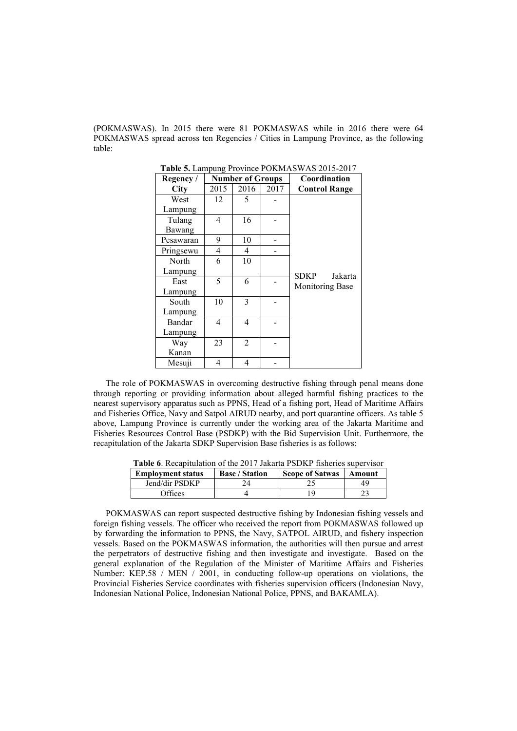(POKMASWAS). In 2015 there were 81 POKMASWAS while in 2016 there were 64 POKMASWAS spread across ten Regencies / Cities in Lampung Province, as the following table:

**Table 5.** Lampung Province POKMASWAS 2015-2017

| Regency / City | Number of Groups | | | Coordination Control Range |
|---|---|---|---|---|
| | 2015 | 2016 | 2017 | |
| West Lampung | 12 | 5 | - | SDKP Jakarta Monitoring Base |
| Tulang Bawang | 4 | 16 | - | |
| Pesawaran | 9 | 10 | - | |
| Pringsewu | 4 | 4 | - | |
| North Lampung | 6 | 10 | | |
| East Lampung | 5 | 6 | - | |
| South Lampung | 10 | 3 | - | |
| Bandar Lampung | 4 | 4 | - | |
| Way Kanan | 23 | 2 | - | |
| Mesuji | 4 | 4 | - | |

The role of POKMASWAS in overcoming destructive fishing through penal means done through reporting or providing information about alleged harmful fishing practices to the nearest supervisory apparatus such as PPNS, Head of a fishing port, Head of Maritime Affairs and Fisheries Office, Navy and Satpol AIRUD nearby, and port quarantine officers. As table 5 above, Lampung Province is currently under the working area of the Jakarta Maritime and Fisheries Resources Control Base (PSDKP) with the Bid Supervision Unit. Furthermore, the recapitulation of the Jakarta SDKP Supervision Base fisheries is as follows:

**Table 6**. Recapitulation of the 2017 Jakarta PSDKP fisheries supervisor

| Employment status | Base / Station | Scope of Satwas | Amount |
|---|---|---|---|
| Jend/dir PSDKP | 24 | 25 | 49 |
| Offices | 4 | 19 | 23 |

POKMASWAS can report suspected destructive fishing by Indonesian fishing vessels and foreign fishing vessels. The officer who received the report from POKMASWAS followed up by forwarding the information to PPNS, the Navy, SATPOL AIRUD, and fishery inspection vessels. Based on the POKMASWAS information, the authorities will then pursue and arrest the perpetrators of destructive fishing and then investigate and investigate. Based on the general explanation of the Regulation of the Minister of Maritime Affairs and Fisheries Number: KEP.58 / MEN / 2001, in conducting follow-up operations on violations, the Provincial Fisheries Service coordinates with fisheries supervision officers (Indonesian Navy, Indonesian National Police, Indonesian National Police, PPNS, and BAKAMLA).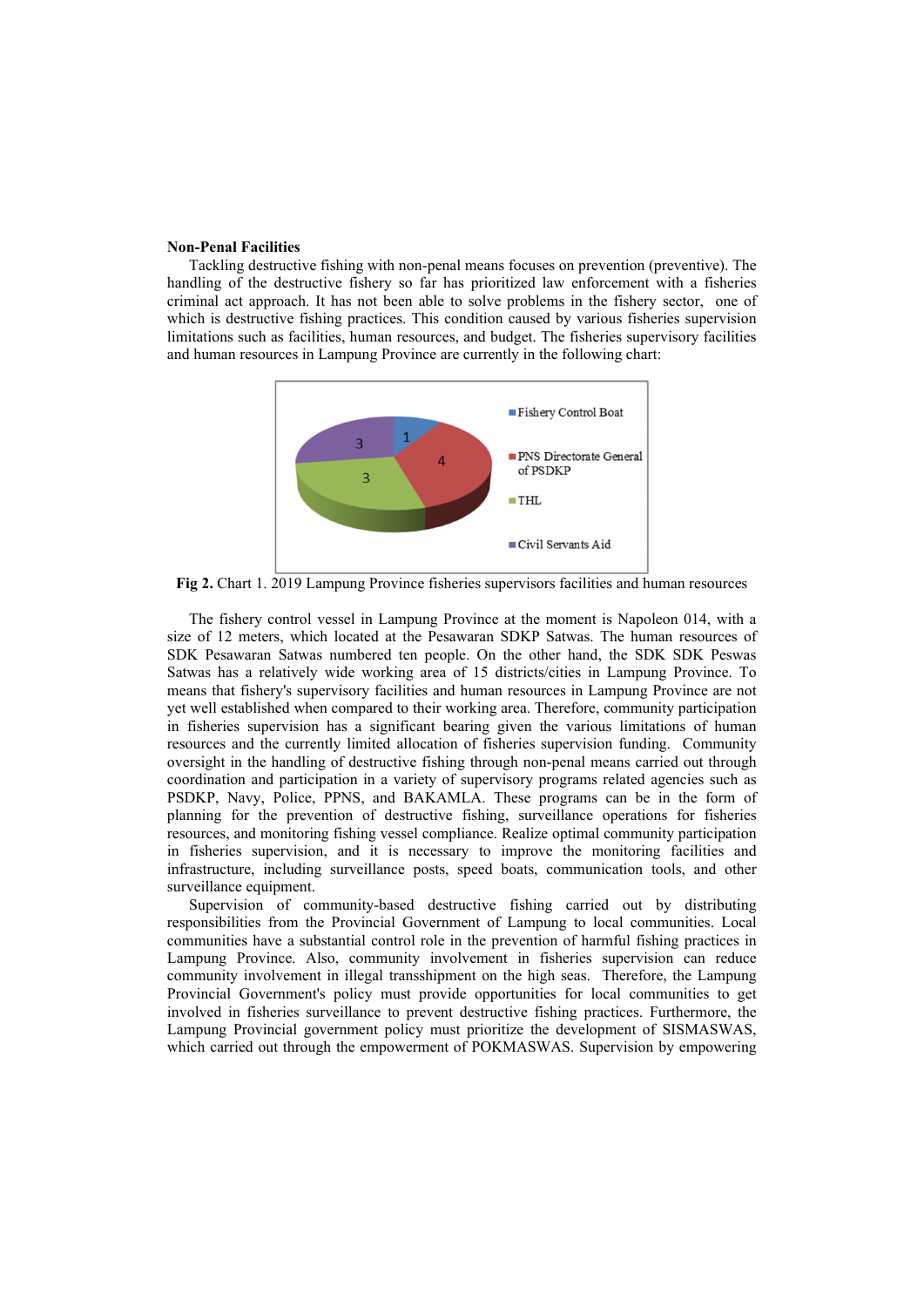**Non-Penal Facilities**

Tackling destructive fishing with non-penal means focuses on prevention (preventive). The handling of the destructive fishery so far has prioritized law enforcement with a fisheries criminal act approach. It has not been able to solve problems in the fishery sector, one of which is destructive fishing practices. This condition caused by various fisheries supervision limitations such as facilities, human resources, and budget. The fisheries supervisory facilities and human resources in Lampung Province are currently in the following chart:

**Fig 2.** Chart 1. 2019 Lampung Province fisheries supervisors facilities and human resources

The fishery control vessel in Lampung Province at the moment is Napoleon 014, with a size of 12 meters, which located at the Pesawaran SDKP Satwas. The human resources of SDK Pesawaran Satwas numbered ten people. On the other hand, the SDK SDK Peswas Satwas has a relatively wide working area of 15 districts/cities in Lampung Province. To means that fishery's supervisory facilities and human resources in Lampung Province are not yet well established when compared to their working area. Therefore, community participation in fisheries supervision has a significant bearing given the various limitations of human resources and the currently limited allocation of fisheries supervision funding. Community oversight in the handling of destructive fishing through non-penal means carried out through coordination and participation in a variety of supervisory programs related agencies such as PSDKP, Navy, Police, PPNS, and BAKAMLA. These programs can be in the form of planning for the prevention of destructive fishing, surveillance operations for fisheries resources, and monitoring fishing vessel compliance. Realize optimal community participation in fisheries supervision, and it is necessary to improve the monitoring facilities and infrastructure, including surveillance posts, speed boats, communication tools, and other surveillance equipment.

Supervision of community-based destructive fishing carried out by distributing responsibilities from the Provincial Government of Lampung to local communities. Local communities have a substantial control role in the prevention of harmful fishing practices in Lampung Province. Also, community involvement in fisheries supervision can reduce community involvement in illegal transshipment on the high seas. Therefore, the Lampung Provincial Government's policy must provide opportunities for local communities to get involved in fisheries surveillance to prevent destructive fishing practices. Furthermore, the Lampung Provincial government policy must prioritize the development of SISMASWAS, which carried out through the empowerment of POKMASWAS. Supervision by empowering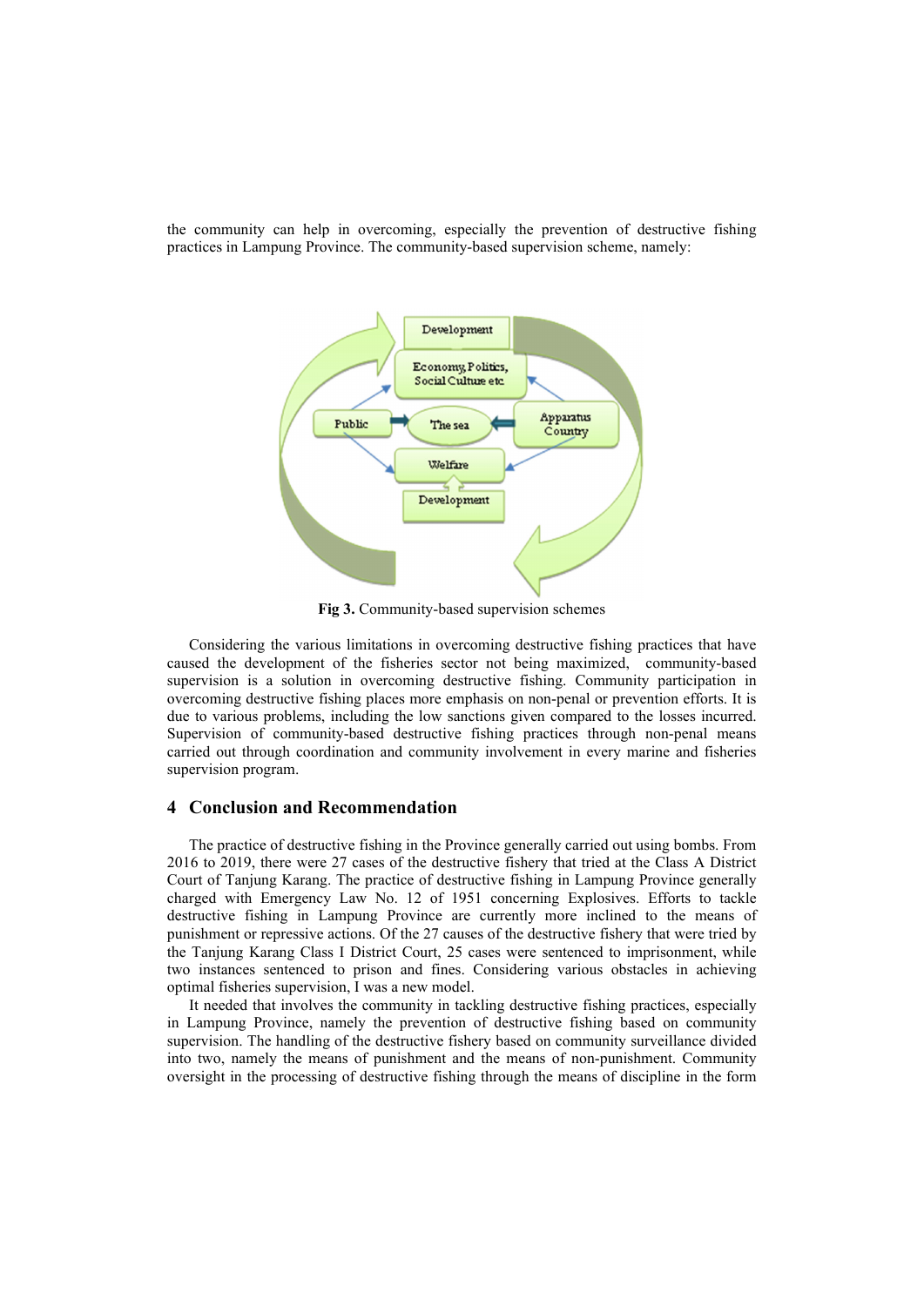the community can help in overcoming, especially the prevention of destructive fishing practices in Lampung Province. The community-based supervision scheme, namely:

**Fig 3.** Community-based supervision schemes

Considering the various limitations in overcoming destructive fishing practices that have caused the development of the fisheries sector not being maximized, community-based supervision is a solution in overcoming destructive fishing. Community participation in overcoming destructive fishing places more emphasis on non-penal or prevention efforts. It is due to various problems, including the low sanctions given compared to the losses incurred. Supervision of community-based destructive fishing practices through non-penal means carried out through coordination and community involvement in every marine and fisheries supervision program.

## 4 Conclusion and Recommendation

The practice of destructive fishing in the Province generally carried out using bombs. From 2016 to 2019, there were 27 cases of the destructive fishery that tried at the Class A District Court of Tanjung Karang. The practice of destructive fishing in Lampung Province generally charged with Emergency Law No. 12 of 1951 concerning Explosives. Efforts to tackle destructive fishing in Lampung Province are currently more inclined to the means of punishment or repressive actions. Of the 27 causes of the destructive fishery that were tried by the Tanjung Karang Class I District Court, 25 cases were sentenced to imprisonment, while two instances sentenced to prison and fines. Considering various obstacles in achieving optimal fisheries supervision, I was a new model.

It needed that involves the community in tackling destructive fishing practices, especially in Lampung Province, namely the prevention of destructive fishing based on community supervision. The handling of the destructive fishery based on community surveillance divided into two, namely the means of punishment and the means of non-punishment. Community oversight in the processing of destructive fishing through the means of discipline in the form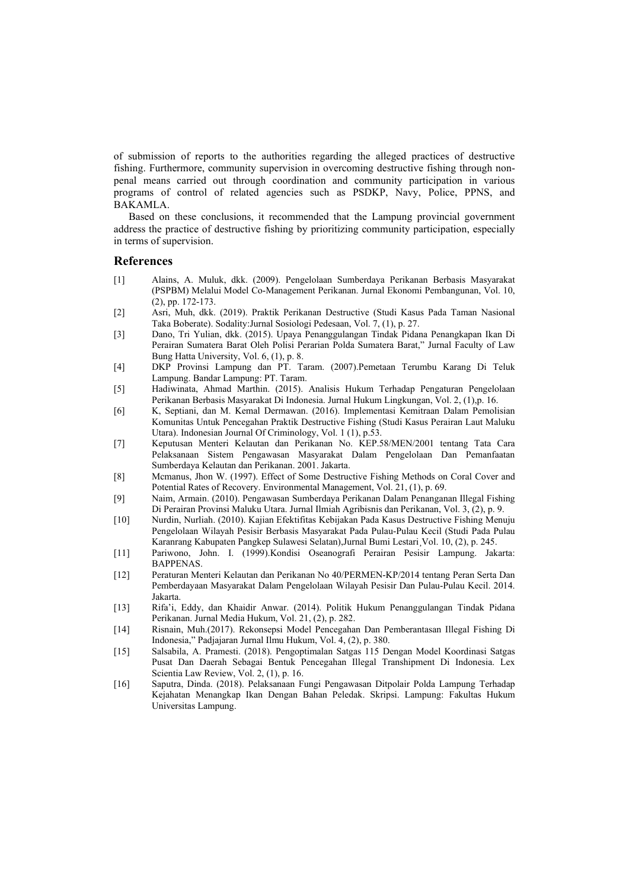of submission of reports to the authorities regarding the alleged practices of destructive fishing. Furthermore, community supervision in overcoming destructive fishing through non-penal means carried out through coordination and community participation in various programs of control of related agencies such as PSDKP, Navy, Police, PPNS, and BAKAMLA.

Based on these conclusions, it recommended that the Lampung provincial government address the practice of destructive fishing by prioritizing community participation, especially in terms of supervision.

## References

[1] Alains, A. Muluk, dkk. (2009). Pengelolaan Sumberdaya Perikanan Berbasis Masyarakat (PSPBM) Melalui Model Co-Management Perikanan. Jurnal Ekonomi Pembangunan, Vol. 10, (2), pp. 172-173.

[2] Asri, Muh, dkk. (2019). Praktik Perikanan Destructive (Studi Kasus Pada Taman Nasional Taka Boberate). Sodality:Jurnal Sosiologi Pedesaan, Vol. 7, (1), p. 27.

[3] Dano, Tri Yulian, dkk. (2015). Upaya Penanggulangan Tindak Pidana Penangkapan Ikan Di Perairan Sumatera Barat Oleh Polisi Perarian Polda Sumatera Barat," Jurnal Faculty of Law Bung Hatta University, Vol. 6, (1), p. 8.

[4] DKP Provinsi Lampung dan PT. Taram. (2007).Pemetaan Terumbu Karang Di Teluk Lampung. Bandar Lampung: PT. Taram.

[5] Hadiwinata, Ahmad Marthin. (2015). Analisis Hukum Terhadap Pengaturan Pengelolaan Perikanan Berbasis Masyarakat Di Indonesia. Jurnal Hukum Lingkungan, Vol. 2, (1),p. 16.

[6] K, Septiani, dan M. Kemal Dermawan. (2016). Implementasi Kemitraan Dalam Pemolisian Komunitas Untuk Pencegahan Praktik Destructive Fishing (Studi Kasus Perairan Laut Maluku Utara). Indonesian Journal Of Criminology, Vol. 1 (1), p.53.

[7] Keputusan Menteri Kelautan dan Perikanan No. KEP.58/MEN/2001 tentang Tata Cara Pelaksanaan Sistem Pengawasan Masyarakat Dalam Pengelolaan Dan Pemanfaatan Sumberdaya Kelautan dan Perikanan. 2001. Jakarta.

[8] Mcmanus, Jhon W. (1997). Effect of Some Destructive Fishing Methods on Coral Cover and Potential Rates of Recovery. Environmental Management, Vol. 21, (1), p. 69.

[9] Naim, Armain. (2010). Pengawasan Sumberdaya Perikanan Dalam Penanganan Illegal Fishing Di Perairan Provinsi Maluku Utara. Jurnal Ilmiah Agribisnis dan Perikanan, Vol. 3, (2), p. 9.

[10] Nurdin, Nurliah. (2010). Kajian Efektifitas Kebijakan Pada Kasus Destructive Fishing Menuju Pengelolaan Wilayah Pesisir Berbasis Masyarakat Pada Pulau-Pulau Kecil (Studi Pada Pulau Karanrang Kabupaten Pangkep Sulawesi Selatan),Jurnal Bumi Lestari¸Vol. 10, (2), p. 245.

[11] Pariwono, John. I. (1999).Kondisi Oseanografi Perairan Pesisir Lampung. Jakarta: BAPPENAS.

[12] Peraturan Menteri Kelautan dan Perikanan No 40/PERMEN-KP/2014 tentang Peran Serta Dan Pemberdayaan Masyarakat Dalam Pengelolaan Wilayah Pesisir Dan Pulau-Pulau Kecil. 2014. Jakarta.

[13] Rifa'i, Eddy, dan Khaidir Anwar. (2014). Politik Hukum Penanggulangan Tindak Pidana Perikanan. Jurnal Media Hukum, Vol. 21, (2), p. 282.

[14] Risnain, Muh.(2017). Rekonsepsi Model Pencegahan Dan Pemberantasan Illegal Fishing Di Indonesia," Padjajaran Jurnal Ilmu Hukum, Vol. 4, (2), p. 380.

[15] Salsabila, A. Pramesti. (2018). Pengoptimalan Satgas 115 Dengan Model Koordinasi Satgas Pusat Dan Daerah Sebagai Bentuk Pencegahan Illegal Transhipment Di Indonesia. Lex Scientia Law Review, Vol. 2, (1), p. 16.

[16] Saputra, Dinda. (2018). Pelaksanaan Fungi Pengawasan Ditpolair Polda Lampung Terhadap Kejahatan Menangkap Ikan Dengan Bahan Peledak. Skripsi. Lampung: Fakultas Hukum Universitas Lampung.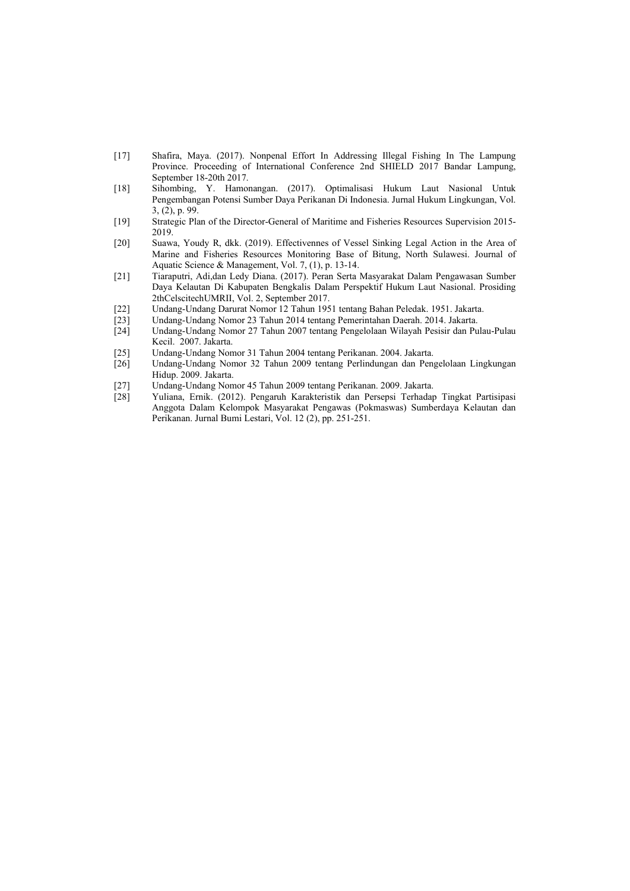[17] Shafira, Maya. (2017). Nonpenal Effort In Addressing Illegal Fishing In The Lampung Province. Proceeding of International Conference 2nd SHIELD 2017 Bandar Lampung, September 18-20th 2017.

[18] Sihombing, Y. Hamonangan. (2017). Optimalisasi Hukum Laut Nasional Untuk Pengembangan Potensi Sumber Daya Perikanan Di Indonesia. Jurnal Hukum Lingkungan, Vol. 3, (2), p. 99.

[19] Strategic Plan of the Director-General of Maritime and Fisheries Resources Supervision 2015-2019.

[20] Suawa, Youdy R, dkk. (2019). Effectivennes of Vessel Sinking Legal Action in the Area of Marine and Fisheries Resources Monitoring Base of Bitung, North Sulawesi. Journal of Aquatic Science & Management, Vol. 7, (1), p. 13-14.

[21] Tiaraputri, Adi,dan Ledy Diana. (2017). Peran Serta Masyarakat Dalam Pengawasan Sumber Daya Kelautan Di Kabupaten Bengkalis Dalam Perspektif Hukum Laut Nasional. Prosiding 2thCelscitechUMRII, Vol. 2, September 2017.

[22] Undang-Undang Darurat Nomor 12 Tahun 1951 tentang Bahan Peledak. 1951. Jakarta.

[23] Undang-Undang Nomor 23 Tahun 2014 tentang Pemerintahan Daerah. 2014. Jakarta.

[24] Undang-Undang Nomor 27 Tahun 2007 tentang Pengelolaan Wilayah Pesisir dan Pulau-Pulau Kecil. 2007. Jakarta.

[25] Undang-Undang Nomor 31 Tahun 2004 tentang Perikanan. 2004. Jakarta.

[26] Undang-Undang Nomor 32 Tahun 2009 tentang Perlindungan dan Pengelolaan Lingkungan Hidup. 2009. Jakarta.

[27] Undang-Undang Nomor 45 Tahun 2009 tentang Perikanan. 2009. Jakarta.

[28] Yuliana, Ernik. (2012). Pengaruh Karakteristik dan Persepsi Terhadap Tingkat Partisipasi Anggota Dalam Kelompok Masyarakat Pengawas (Pokmaswas) Sumberdaya Kelautan dan Perikanan. Jurnal Bumi Lestari, Vol. 12 (2), pp. 251-251.